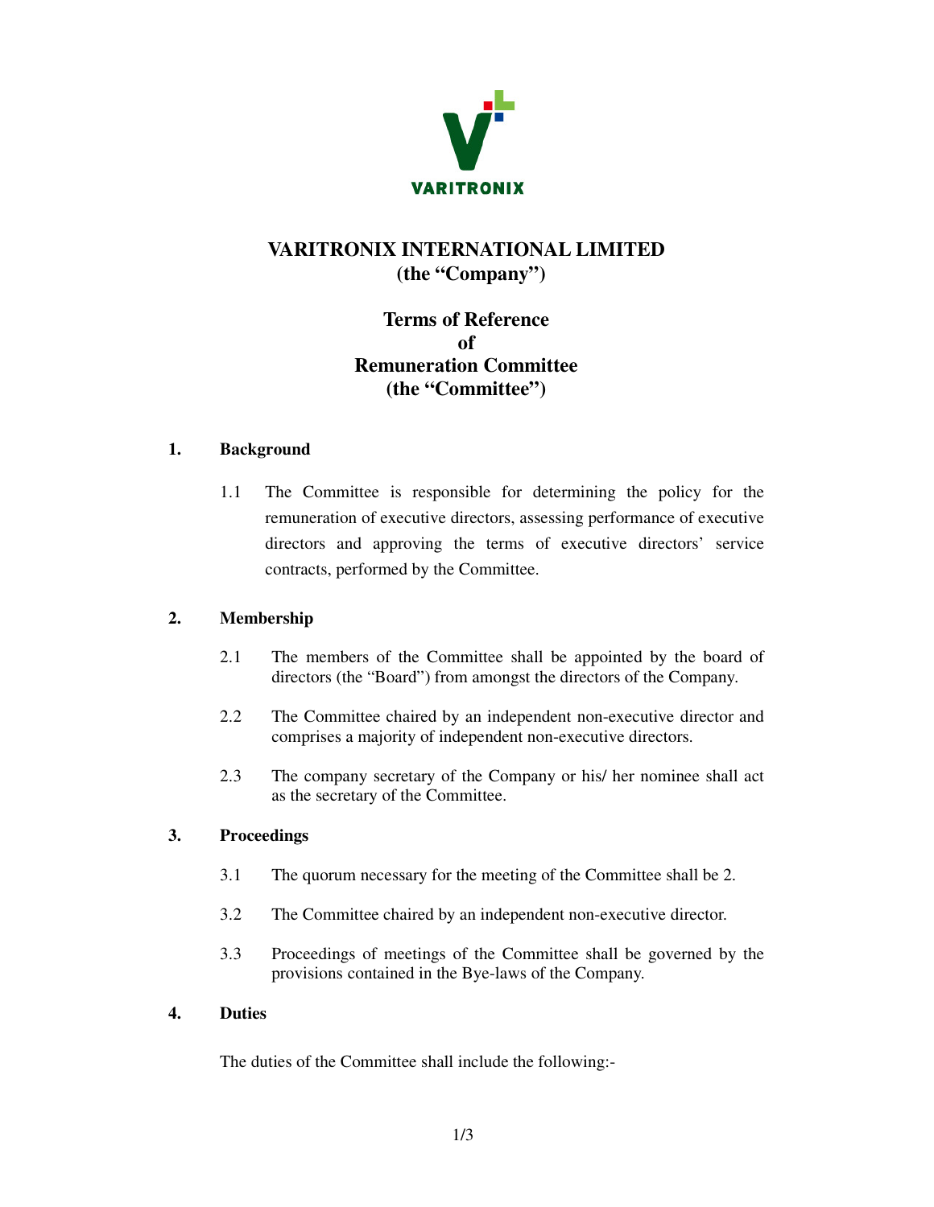VARITRONIX

# VARITRONIX INTERNATIONAL LIMITED
**(the "Company")**

## Terms of Reference of Remuneration Committee (the "Committee")

### 1. Background

1.1 The Committee is responsible for determining the policy for the remuneration of executive directors, assessing performance of executive directors and approving the terms of executive directors' service contracts, performed by the Committee.

### 2. Membership

2.1 The members of the Committee shall be appointed by the board of directors (the "Board") from amongst the directors of the Company.

2.2 The Committee chaired by an independent non-executive director and comprises a majority of independent non-executive directors.

2.3 The company secretary of the Company or his/ her nominee shall act as the secretary of the Committee.

### 3. Proceedings

3.1 The quorum necessary for the meeting of the Committee shall be 2.

3.2 The Committee chaired by an independent non-executive director.

3.3 Proceedings of meetings of the Committee shall be governed by the provisions contained in the Bye-laws of the Company.

### 4. Duties

The duties of the Committee shall include the following:-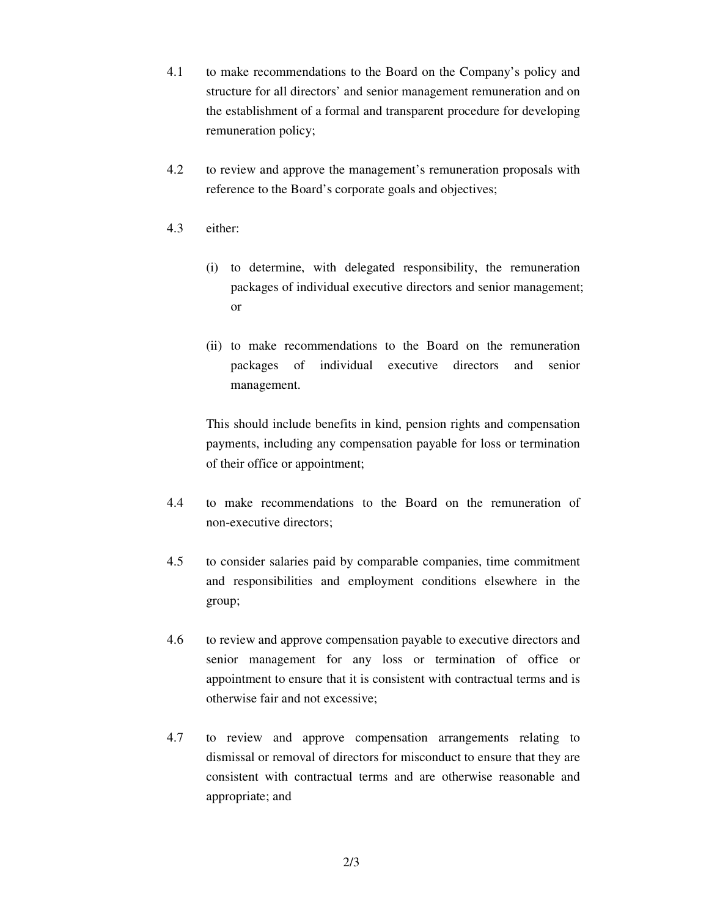4.1 to make recommendations to the Board on the Company's policy and structure for all directors' and senior management remuneration and on the establishment of a formal and transparent procedure for developing remuneration policy;

4.2 to review and approve the management's remuneration proposals with reference to the Board's corporate goals and objectives;

4.3 either:

(i) to determine, with delegated responsibility, the remuneration packages of individual executive directors and senior management; or

(ii) to make recommendations to the Board on the remuneration packages of individual executive directors and senior management.

This should include benefits in kind, pension rights and compensation payments, including any compensation payable for loss or termination of their office or appointment;

4.4 to make recommendations to the Board on the remuneration of non-executive directors;

4.5 to consider salaries paid by comparable companies, time commitment and responsibilities and employment conditions elsewhere in the group;

4.6 to review and approve compensation payable to executive directors and senior management for any loss or termination of office or appointment to ensure that it is consistent with contractual terms and is otherwise fair and not excessive;

4.7 to review and approve compensation arrangements relating to dismissal or removal of directors for misconduct to ensure that they are consistent with contractual terms and are otherwise reasonable and appropriate; and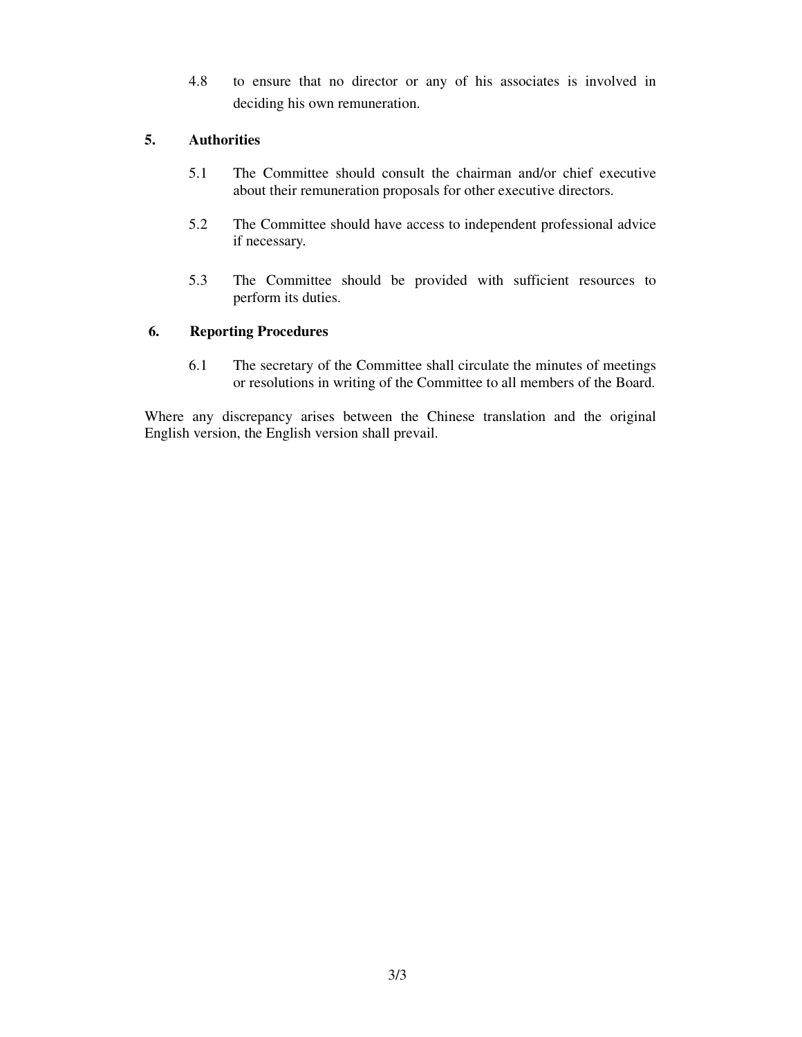4.8 to ensure that no director or any of his associates is involved in deciding his own remuneration.

**5. Authorities**

5.1 The Committee should consult the chairman and/or chief executive about their remuneration proposals for other executive directors.

5.2 The Committee should have access to independent professional advice if necessary.

5.3 The Committee should be provided with sufficient resources to perform its duties.

**6. Reporting Procedures**

6.1 The secretary of the Committee shall circulate the minutes of meetings or resolutions in writing of the Committee to all members of the Board.

Where any discrepancy arises between the Chinese translation and the original English version, the English version shall prevail.